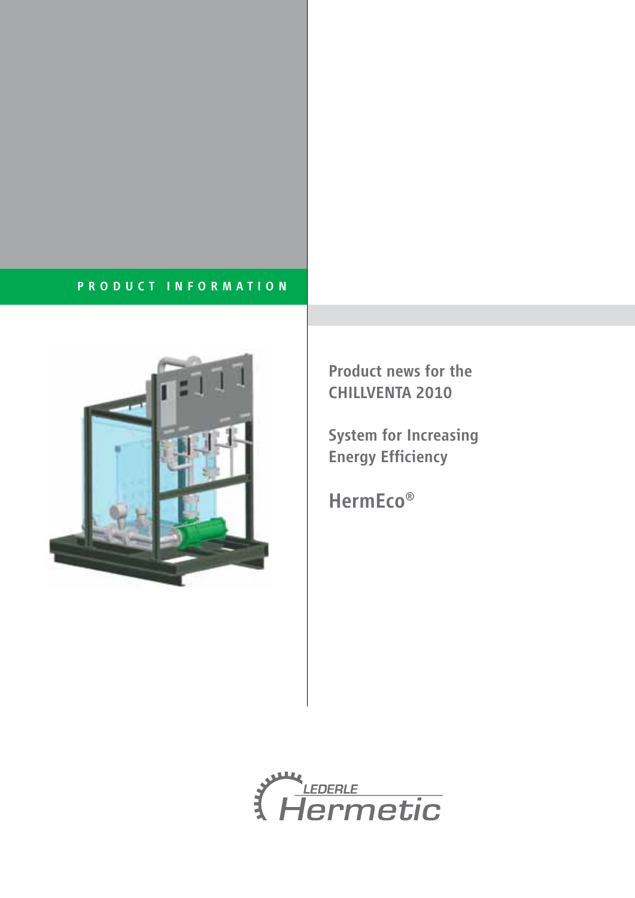PRODUCT INFORMATION

Product news for the CHILLVENTA 2010

System for Increasing Energy Efficiency

# HermEco®

LEDERLE Hermetic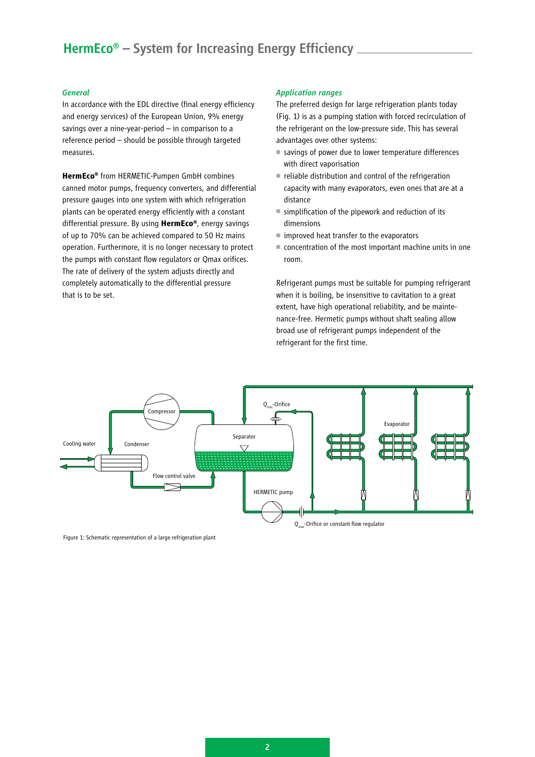# HermEco® – System for Increasing Energy Efficiency

### *General*

In accordance with the EDL directive (final energy efficiency and energy services) of the European Union, 9% energy savings over a nine-year-period – in comparison to a reference period – should be possible through targeted measures.

**HermEco®** from HERMETIC-Pumpen GmbH combines canned motor pumps, frequency converters, and differential pressure gauges into one system with which refrigeration plants can be operated energy efficiently with a constant differential pressure. By using **HermEco®**, energy savings of up to 70% can be achieved compared to 50 Hz mains operation. Furthermore, it is no longer necessary to protect the pumps with constant flow regulators or Qmax orifices. The rate of delivery of the system adjusts directly and completely automatically to the differential pressure that is to be set.

### *Application ranges*

The preferred design for large refrigeration plants today (Fig. 1) is as a pumping station with forced recirculation of the refrigerant on the low-pressure side. This has several advantages over other systems:

- savings of power due to lower temperature differences with direct vaporisation
- reliable distribution and control of the refrigeration capacity with many evaporators, even ones that are at a distance
- simplification of the pipework and reduction of its dimensions
- improved heat transfer to the evaporators
- concentration of the most important machine units in one room.

Refrigerant pumps must be suitable for pumping refrigerant when it is boiling, be insensitive to cavitation to a great extent, have high operational reliability, and be maintenance-free. Hermetic pumps without shaft sealing allow broad use of refrigerant pumps independent of the refrigerant for the first time.

Compressor

Cooling water

Condenser

Separator

Flow control valve

$Q_{min}$-Orifice

Evaporator

HERMETIC pump

$Q_{max}$-Orifice or constant flow regulator

Figure 1: Schematic representation of a large refrigeration plant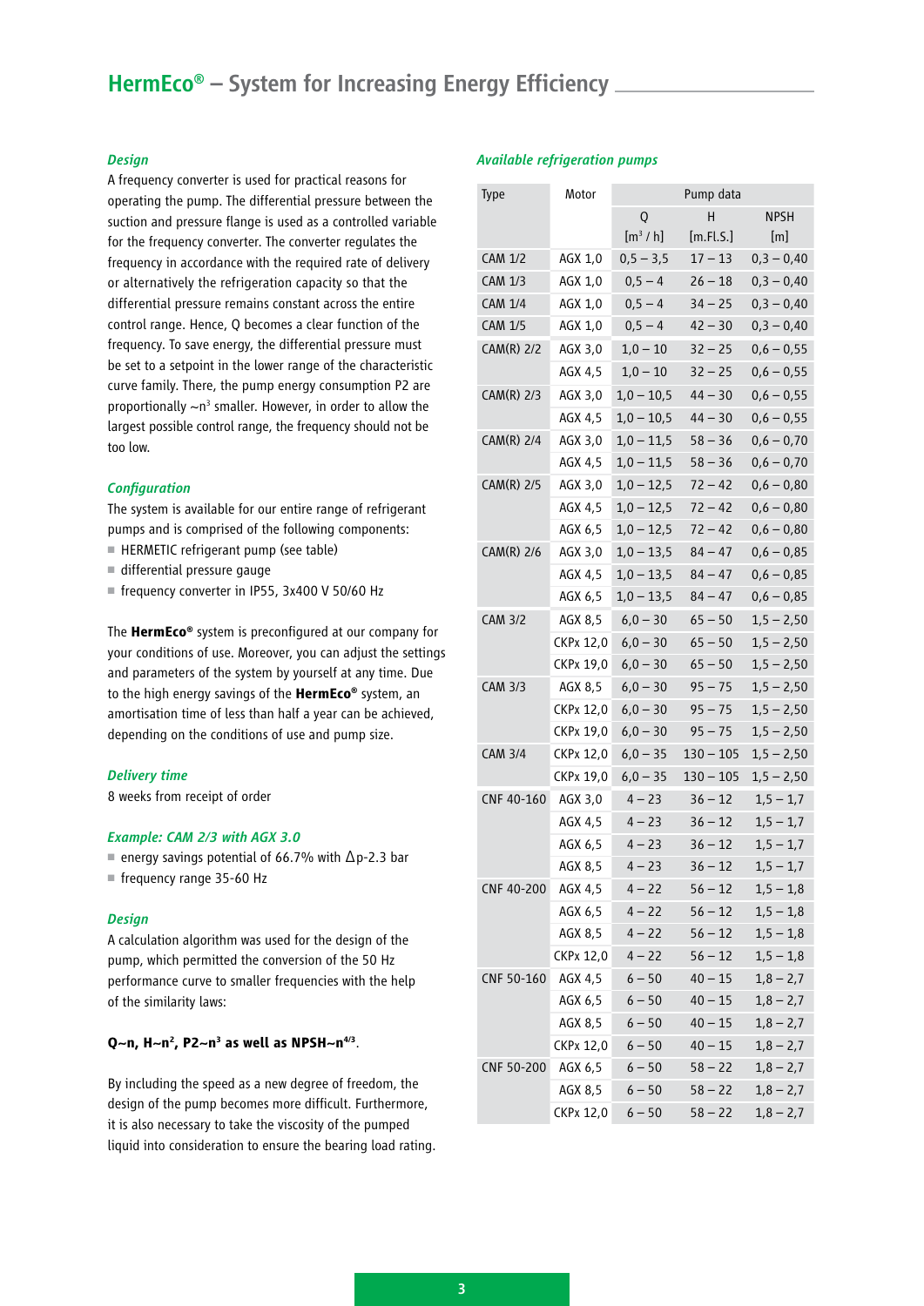## HermEco® – System for Increasing Energy Efficiency

### *Design*

A frequency converter is used for practical reasons for operating the pump. The differential pressure between the suction and pressure flange is used as a controlled variable for the frequency converter. The converter regulates the frequency in accordance with the required rate of delivery or alternatively the refrigeration capacity so that the differential pressure remains constant across the entire control range. Hence, Q becomes a clear function of the frequency. To save energy, the differential pressure must be set to a setpoint in the lower range of the characteristic curve family. There, the pump energy consumption P2 are proportionally $\sim n^3$ smaller. However, in order to allow the largest possible control range, the frequency should not be too low.

### *Configuration*

The system is available for our entire range of refrigerant pumps and is comprised of the following components:

- HERMETIC refrigerant pump (see table)
- differential pressure gauge
- frequency converter in IP55, 3x400 V 50/60 Hz

The **HermEco®** system is preconfigured at our company for your conditions of use. Moreover, you can adjust the settings and parameters of the system by yourself at any time. Due to the high energy savings of the **HermEco®** system, an amortisation time of less than half a year can be achieved, depending on the conditions of use and pump size.

### *Delivery time*

8 weeks from receipt of order

### *Example: CAM 2/3 with AGX 3.0*

- energy savings potential of 66.7% with Δp-2.3 bar
- frequency range 35-60 Hz

### *Design*

A calculation algorithm was used for the design of the pump, which permitted the conversion of the 50 Hz performance curve to smaller frequencies with the help of the similarity laws:

**$Q \sim n$, $H \sim n^2$, $P2 \sim n^3$ as well as $NPSH \sim n^{4/3}$.**

By including the speed as a new degree of freedom, the design of the pump becomes more difficult. Furthermore, it is also necessary to take the viscosity of the pumped liquid into consideration to ensure the bearing load rating.

### *Available refrigeration pumps*

| Type | Motor | Pump data | | |
|---|---|---|---|---|
| | | Q [m³ / h] | H [m.Fl.S.] | NPSH [m] |
| CAM 1/2 | AGX 1,0 | 0,5 – 3,5 | 17 – 13 | 0,3 – 0,40 |
| CAM 1/3 | AGX 1,0 | 0,5 – 4 | 26 – 18 | 0,3 – 0,40 |
| CAM 1/4 | AGX 1,0 | 0,5 – 4 | 34 – 25 | 0,3 – 0,40 |
| CAM 1/5 | AGX 1,0 | 0,5 – 4 | 42 – 30 | 0,3 – 0,40 |
| CAM(R) 2/2 | AGX 3,0 | 1,0 – 10 | 32 – 25 | 0,6 – 0,55 |
| | AGX 4,5 | 1,0 – 10 | 32 – 25 | 0,6 – 0,55 |
| CAM(R) 2/3 | AGX 3,0 | 1,0 – 10,5 | 44 – 30 | 0,6 – 0,55 |
| | AGX 4,5 | 1,0 – 10,5 | 44 – 30 | 0,6 – 0,55 |
| CAM(R) 2/4 | AGX 3,0 | 1,0 – 11,5 | 58 – 36 | 0,6 – 0,70 |
| | AGX 4,5 | 1,0 – 11,5 | 58 – 36 | 0,6 – 0,70 |
| CAM(R) 2/5 | AGX 3,0 | 1,0 – 12,5 | 72 – 42 | 0,6 – 0,80 |
| | AGX 4,5 | 1,0 – 12,5 | 72 – 42 | 0,6 – 0,80 |
| | AGX 6,5 | 1,0 – 12,5 | 72 – 42 | 0,6 – 0,80 |
| CAM(R) 2/6 | AGX 3,0 | 1,0 – 13,5 | 84 – 47 | 0,6 – 0,85 |
| | AGX 4,5 | 1,0 – 13,5 | 84 – 47 | 0,6 – 0,85 |
| | AGX 6,5 | 1,0 – 13,5 | 84 – 47 | 0,6 – 0,85 |
| CAM 3/2 | AGX 8,5 | 6,0 – 30 | 65 – 50 | 1,5 – 2,50 |
| | CKPx 12,0 | 6,0 – 30 | 65 – 50 | 1,5 – 2,50 |
| | CKPx 19,0 | 6,0 – 30 | 65 – 50 | 1,5 – 2,50 |
| CAM 3/3 | AGX 8,5 | 6,0 – 30 | 95 – 75 | 1,5 – 2,50 |
| | CKPx 12,0 | 6,0 – 30 | 95 – 75 | 1,5 – 2,50 |
| | CKPx 19,0 | 6,0 – 30 | 95 – 75 | 1,5 – 2,50 |
| CAM 3/4 | CKPx 12,0 | 6,0 – 35 | 130 – 105 | 1,5 – 2,50 |
| | CKPx 19,0 | 6,0 – 35 | 130 – 105 | 1,5 – 2,50 |
| CNF 40-160 | AGX 3,0 | 4 – 23 | 36 – 12 | 1,5 – 1,7 |
| | AGX 4,5 | 4 – 23 | 36 – 12 | 1,5 – 1,7 |
| | AGX 6,5 | 4 – 23 | 36 – 12 | 1,5 – 1,7 |
| | AGX 8,5 | 4 – 23 | 36 – 12 | 1,5 – 1,7 |
| CNF 40-200 | AGX 4,5 | 4 – 22 | 56 – 12 | 1,5 – 1,8 |
| | AGX 6,5 | 4 – 22 | 56 – 12 | 1,5 – 1,8 |
| | AGX 8,5 | 4 – 22 | 56 – 12 | 1,5 – 1,8 |
| | CKPx 12,0 | 4 – 22 | 56 – 12 | 1,5 – 1,8 |
| CNF 50-160 | AGX 4,5 | 6 – 50 | 40 – 15 | 1,8 – 2,7 |
| | AGX 6,5 | 6 – 50 | 40 – 15 | 1,8 – 2,7 |
| | AGX 8,5 | 6 – 50 | 40 – 15 | 1,8 – 2,7 |
| | CKPx 12,0 | 6 – 50 | 40 – 15 | 1,8 – 2,7 |
| CNF 50-200 | AGX 6,5 | 6 – 50 | 58 – 22 | 1,8 – 2,7 |
| | AGX 8,5 | 6 – 50 | 58 – 22 | 1,8 – 2,7 |
| | CKPx 12,0 | 6 – 50 | 58 – 22 | 1,8 – 2,7 |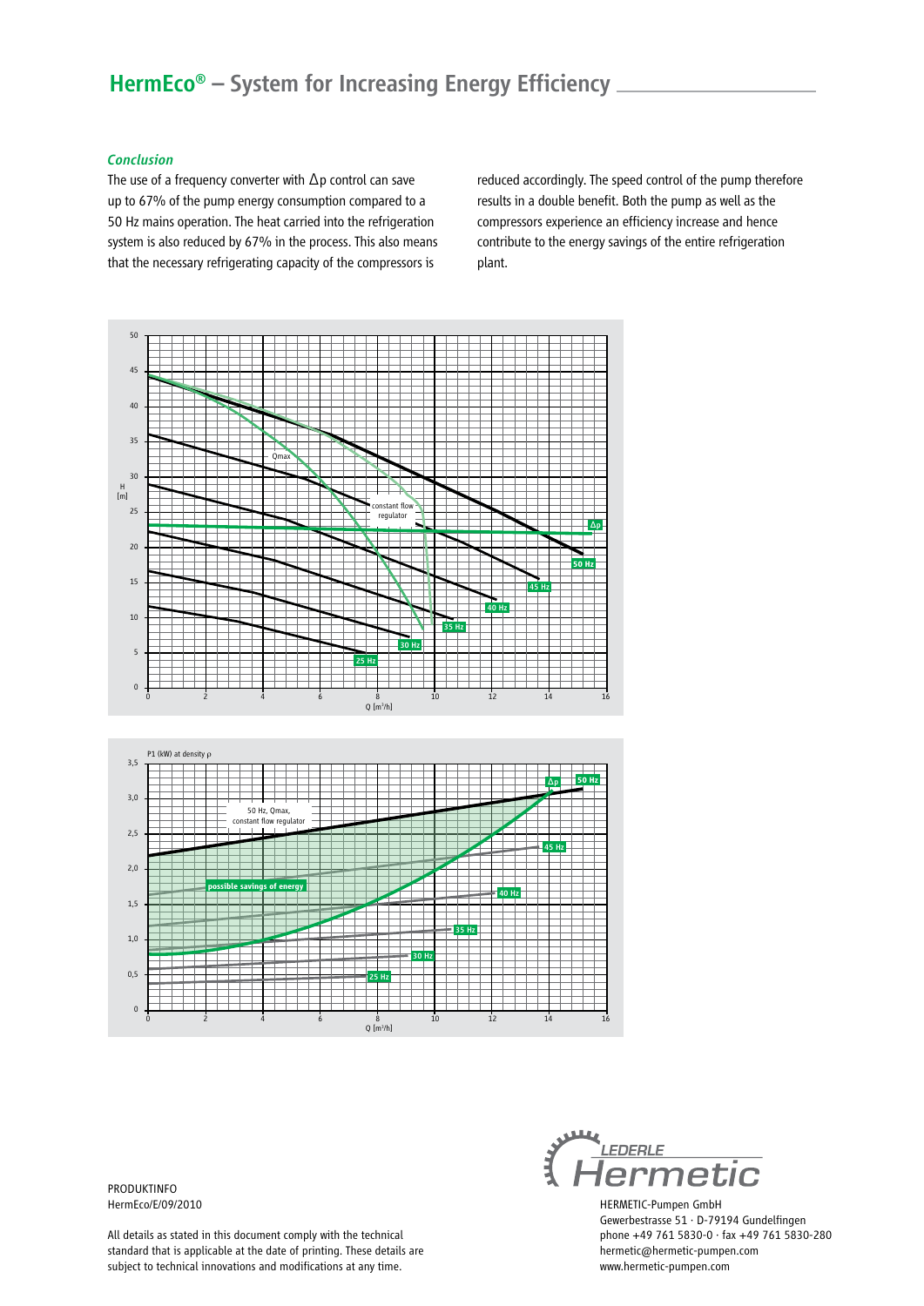## HermEco® – System for Increasing Energy Efficiency

*Conclusion*

The use of a frequency converter with Δp control can save up to 67% of the pump energy consumption compared to a 50 Hz mains operation. The heat carried into the refrigeration system is also reduced by 67% in the process. This also means that the necessary refrigerating capacity of the compressors is reduced accordingly. The speed control of the pump therefore results in a double benefit. Both the pump as well as the compressors experience an efficiency increase and hence contribute to the energy savings of the entire refrigeration plant.

H [m]
0 5 10 15 20 25 30 35 40 45 50
Q [m³/h]
0 2 4 6 8 10 12 14 16
Qmax
constant flow regulator
Δp
50 Hz
45 Hz
40 Hz
35 Hz
30 Hz
25 Hz

P1 (kW) at density ρ
0 0,5 1,0 1,5 2,0 2,5 3,0 3,5
Q [m³/h]
0 2 4 6 8 10 12 14 16
50 Hz, Qmax, constant flow regulator
possible savings of energy
Δp
50 Hz
45 Hz
40 Hz
35 Hz
30 Hz
25 Hz

PRODUKTINFO
HermEco/E/09/2010

All details as stated in this document comply with the technical standard that is applicable at the date of printing. These details are subject to technical innovations and modifications at any time.

LEDERLE Hermetic

HERMETIC-Pumpen GmbH
Gewerbestrasse 51 · D-79194 Gundelfingen
phone +49 761 5830-0 · fax +49 761 5830-280
hermetic@hermetic-pumpen.com
www.hermetic-pumpen.com